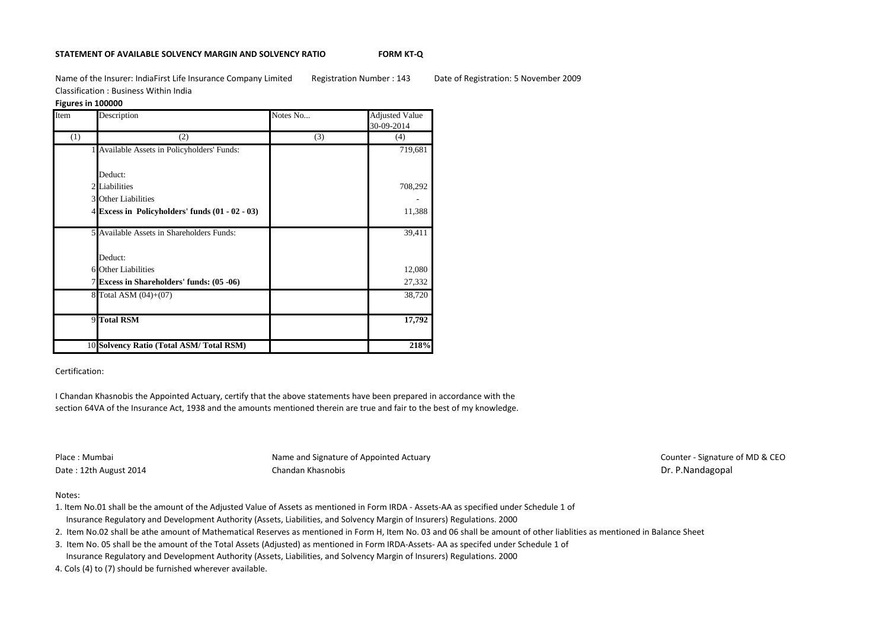**STATEMENT OF AVAILABLE SOLVENCY MARGIN AND SOLVENCY RATIO** **FORM KT-Q**

Name of the Insurer: IndiaFirst Life Insurance Company Limited Registration Number : 143 Date of Registration: 5 November 2009

Classification : Business Within India

**Figures in 100000**

| Item | Description | Notes No... | Adjusted Value 30-09-2014 |
|---|---|---|---|
| (1) | (2) | (3) | (4) |
| 1 | Available Assets in Policyholders' Funds: | | 719,681 |
| | Deduct: | | |
| 2 | Liabilities | | 708,292 |
| 3 | Other Liabilities | | - |
| 4 | **Excess in Policyholders' funds (01 - 02 - 03)** | | 11,388 |
| 5 | Available Assets in Shareholders Funds: | | 39,411 |
| | Deduct: | | |
| 6 | Other Liabilities | | 12,080 |
| 7 | **Excess in Shareholders' funds: (05 -06)** | | 27,332 |
| 8 | Total ASM (04)+(07) | | 38,720 |
| 9 | **Total RSM** | | **17,792** |
| 10 | **Solvency Ratio (Total ASM/ Total RSM)** | | **218%** |

Certification:

I Chandan Khasnobis the Appointed Actuary, certify that the above statements have been prepared in accordance with the section 64VA of the Insurance Act, 1938 and the amounts mentioned therein are true and fair to the best of my knowledge.

Place : Mumbai
Date : 12th August 2014

Name and Signature of Appointed Actuary
Chandan Khasnobis

Counter - Signature of MD & CEO
Dr. P.Nandagopal

Notes:

1. Item No.01 shall be the amount of the Adjusted Value of Assets as mentioned in Form IRDA - Assets-AA as specified under Schedule 1 of Insurance Regulatory and Development Authority (Assets, Liabilities, and Solvency Margin of Insurers) Regulations. 2000
2. Item No.02 shall be athe amount of Mathematical Reserves as mentioned in Form H, Item No. 03 and 06 shall be amount of other liablities as mentioned in Balance Sheet
3. Item No. 05 shall be the amount of the Total Assets (Adjusted) as mentioned in Form IRDA-Assets- AA as specifed under Schedule 1 of Insurance Regulatory and Development Authority (Assets, Liabilities, and Solvency Margin of Insurers) Regulations. 2000
4. Cols (4) to (7) should be furnished wherever available.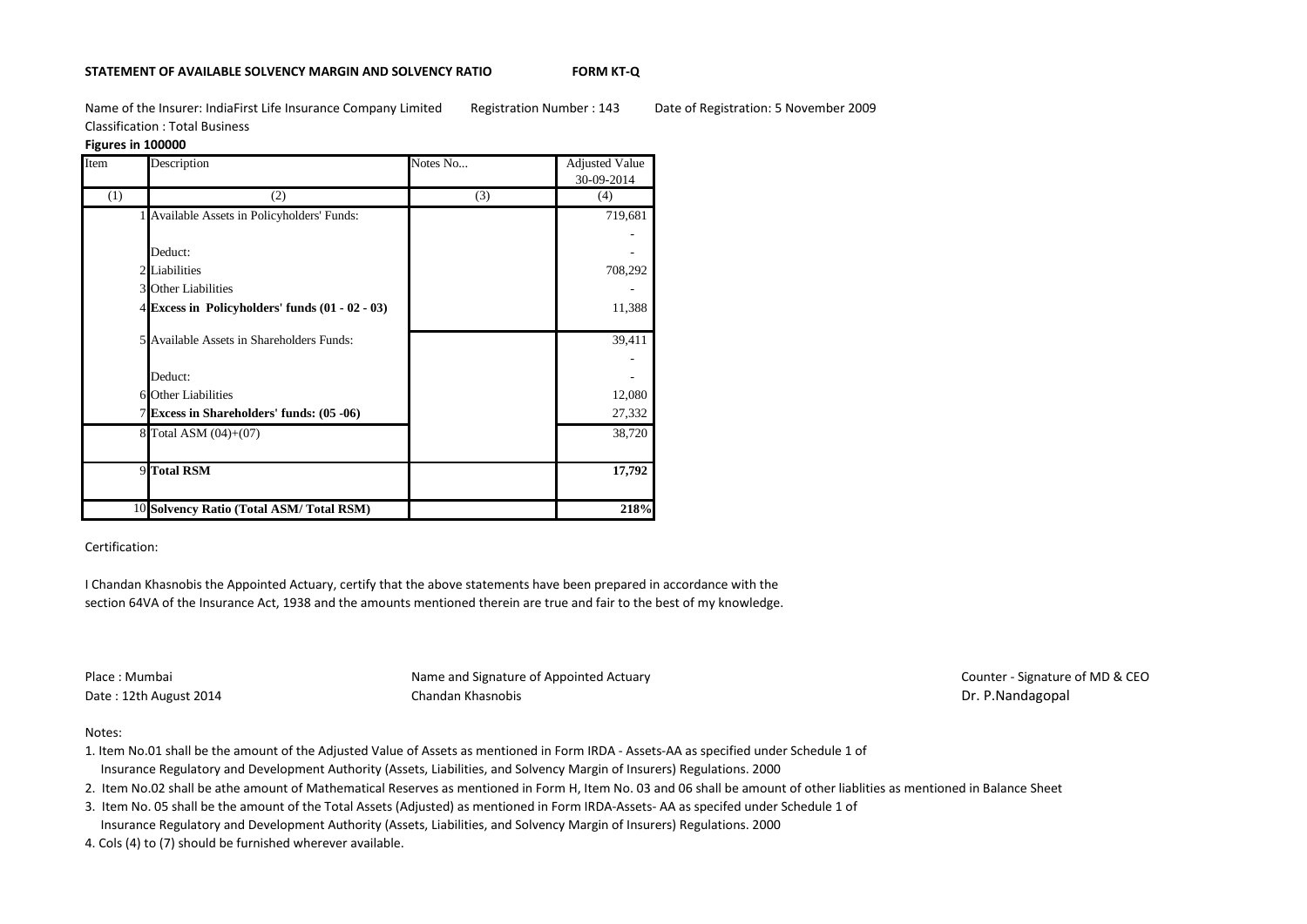**STATEMENT OF AVAILABLE SOLVENCY MARGIN AND SOLVENCY RATIO** **FORM KT-Q**

Name of the Insurer: IndiaFirst Life Insurance Company Limited Registration Number : 143 Date of Registration: 5 November 2009

Classification : Total Business

**Figures in 100000**

| Item | Description | Notes No... | Adjusted Value 30-09-2014 |
|---|---|---|---|
| (1) | (2) | (3) | (4) |
| 1 | Available Assets in Policyholders' Funds: | | 719,681 |
| | | | - |
| | Deduct: | | - |
| 2 | Liabilities | | 708,292 |
| 3 | Other Liabilities | | - |
| 4 | **Excess in Policyholders' funds (01 - 02 - 03)** | | 11,388 |
| 5 | Available Assets in Shareholders Funds: | | 39,411 |
| | | | - |
| | Deduct: | | - |
| 6 | Other Liabilities | | 12,080 |
| 7 | **Excess in Shareholders' funds: (05 -06)** | | 27,332 |
| 8 | Total ASM (04)+(07) | | 38,720 |
| 9 | **Total RSM** | | **17,792** |
| 10 | **Solvency Ratio (Total ASM/ Total RSM)** | | **218%** |

Certification:

I Chandan Khasnobis the Appointed Actuary, certify that the above statements have been prepared in accordance with the section 64VA of the Insurance Act, 1938 and the amounts mentioned therein are true and fair to the best of my knowledge.

Place : Mumbai
Date : 12th August 2014

Name and Signature of Appointed Actuary
Chandan Khasnobis

Counter - Signature of MD & CEO
Dr. P.Nandagopal

Notes:

1. Item No.01 shall be the amount of the Adjusted Value of Assets as mentioned in Form IRDA - Assets-AA as specified under Schedule 1 of Insurance Regulatory and Development Authority (Assets, Liabilities, and Solvency Margin of Insurers) Regulations. 2000
2. Item No.02 shall be athe amount of Mathematical Reserves as mentioned in Form H, Item No. 03 and 06 shall be amount of other liablities as mentioned in Balance Sheet
3. Item No. 05 shall be the amount of the Total Assets (Adjusted) as mentioned in Form IRDA-Assets- AA as specifed under Schedule 1 of Insurance Regulatory and Development Authority (Assets, Liabilities, and Solvency Margin of Insurers) Regulations. 2000
4. Cols (4) to (7) should be furnished wherever available.